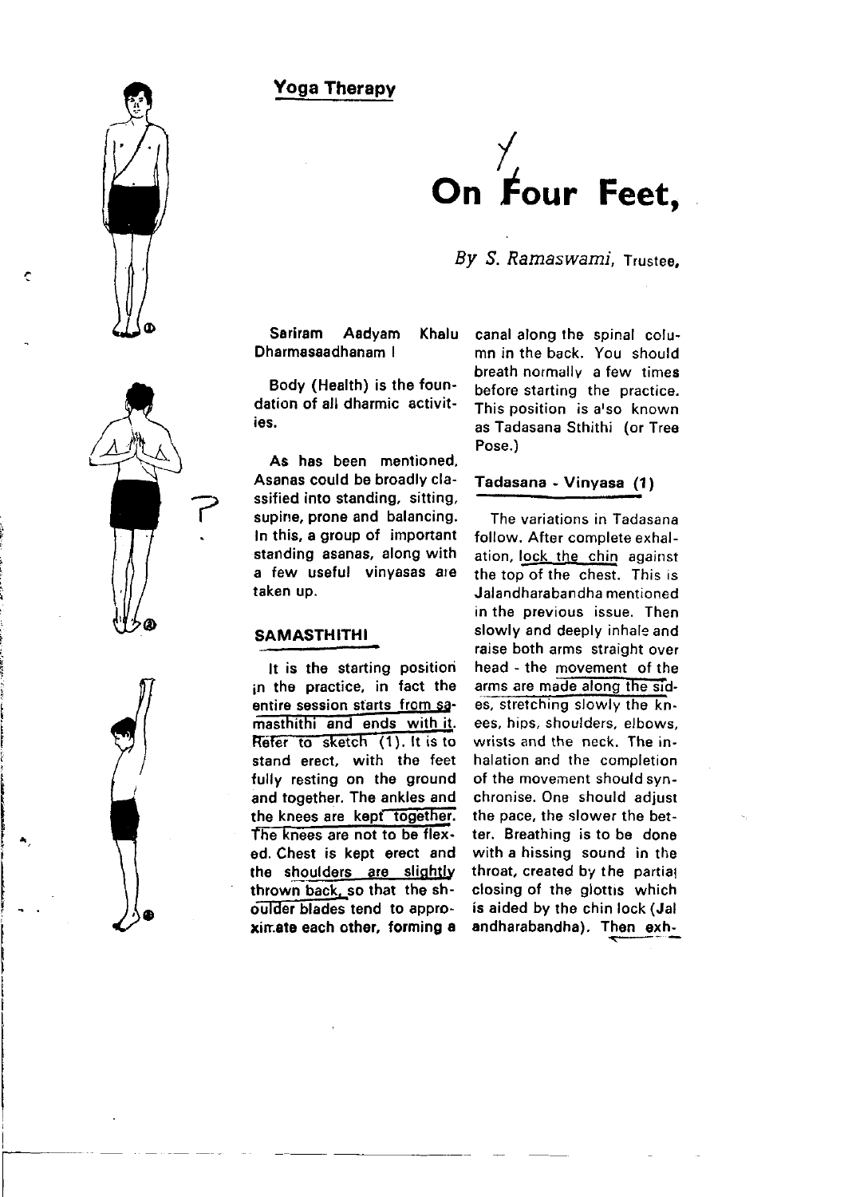**Yoga Therapy**

# On Four Feet,

*By S. Ramaswami*, Trustee,

**Sariram Aadyam Khalu Dharmasaadhanam I**

Body (Health) is the foundation of all dharmic activities.

As has been mentioned, Asanas could be broadly classified into standing, sitting, supine, prone and balancing. In this, a group of important standing asanas, along with a few useful vinyasas are taken up.

## SAMASTHITHI

It is the starting position in the practice, in fact the entire session starts from samasthithi and ends with it. Refer to sketch (1). It is to stand erect, with the feet fully resting on the ground and together. The ankles and the knees are kept together. The knees are not to be flexed. Chest is kept erect and the shoulders are slightly thrown back, so that the shoulder blades tend to approximate each other, forming a canal along the spinal column in the back. You should breath normally a few times before starting the practice. This position is also known as Tadasana Sthithi (or Tree Pose.)

### Tadasana - Vinyasa (1)

The variations in Tadasana follow. After complete exhalation, lock the chin against the top of the chest. This is Jalandharabandha mentioned in the previous issue. Then slowly and deeply inhale and raise both arms straight over head - the movement of the arms are made along the sides, stretching slowly the knees, hips, shoulders, elbows, wrists and the neck. The inhalation and the completion of the movement should synchronise. One should adjust the pace, the slower the better. Breathing is to be done with a hissing sound in the throat, created by the partial closing of the glottis which is aided by the chin lock (Jalandharabandha). Then exh-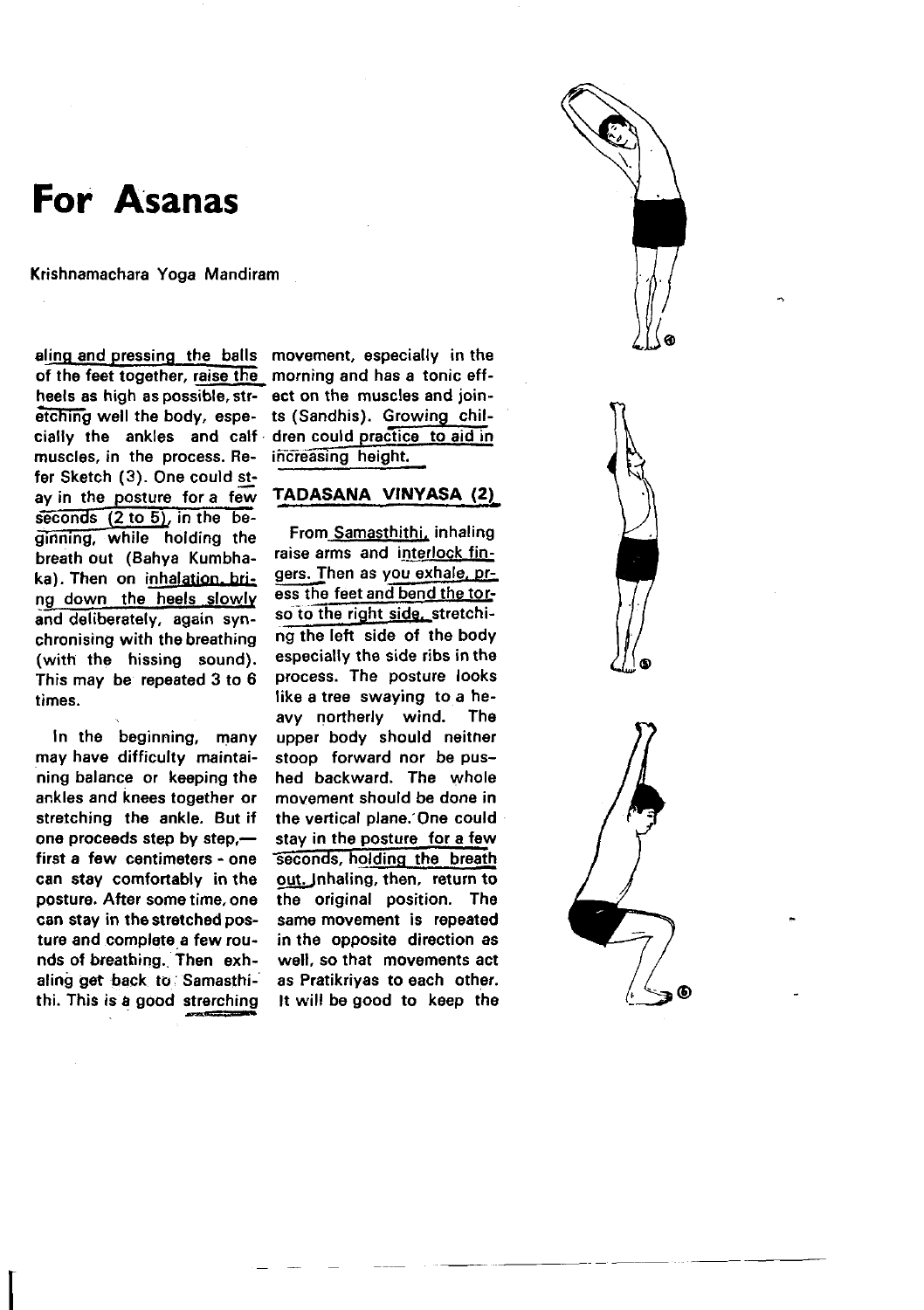# For Asanas

Krishnamachara Yoga Mandiram

aling and pressing the balls of the feet together, raise the heels as high as possible, stretching well the body, especially the ankles and calf muscles, in the process. Refer Sketch (3). One could stay in the posture for a few seconds (2 to 5), in the beginning, while holding the breath out (Bahya Kumbhaka). Then on inhalation, bring down the heels slowly and deliberately, again synchronising with the breathing (with the hissing sound). This may be repeated 3 to 6 times.

In the beginning, many may have difficulty maintaining balance or keeping the ankles and knees together or stretching the ankle. But if one proceeds step by step,—first a few centimeters - one can stay comfortably in the posture. After some time, one can stay in the stretched posture and complete a few rounds of breathing. Then exhaling get back to Samasthithi. This is a good strerching movement, especially in the morning and has a tonic effect on the muscles and joints (Sandhis). Growing children could practice to aid in increasing height.

## TADASANA VINYASA (2)

From Samasthithi, inhaling raise arms and interlock fingers. Then as you exhale, press the feet and bend the torso to the right side, stretching the left side of the body especially the side ribs in the process. The posture looks like a tree swaying to a heavy northerly wind. The upper body should neither stoop forward nor be pushed backward. The whole movement should be done in the vertical plane. One could stay in the posture for a few seconds, holding the breath out. Inhaling, then, return to the original position. The same movement is repeated in the opposite direction as well, so that movements act as Pratikriyas to each other. It will be good to keep the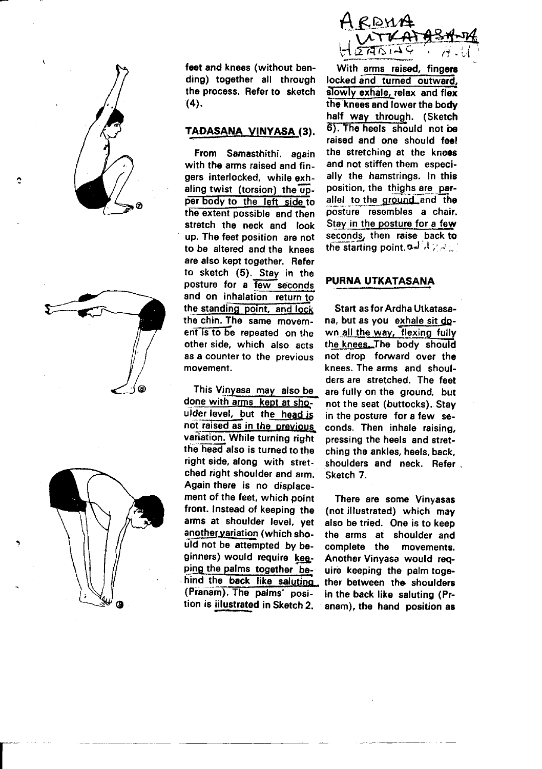feet and knees (without bending) together all through the process. Refer to sketch (4).

## TADASANA VINYASA (3).

From Samasthithi, again with the arms raised and fingers interlocked, while exhaling twist (torsion) the upper body to the left side to the extent possible and then stretch the neck and look up. The feet position are not to be altered and the knees are also kept together. Refer to sketch (5). Stay in the posture for a few seconds and on inhalation return to the standing point, and lock the chin. The same movement is to be repeated on the other side, which also acts as a counter to the previous movement.

This Vinyasa may also be done with arms kept at shoulder level, but the head is not raised as in the previous variation. While turning right the head also is turned to the right side, along with stretched right shoulder and arm. Again there is no displacement of the feet, which point front. Instead of keeping the arms at shoulder level, yet another variation (which should not be attempted by beginners) would require keeping the palms together behind the back like saluting (Pranam). The palms' position is illustrated in Sketch 2.

## ARDHA UTKATASANA

With arms raised, fingers locked and turned outward, slowly exhale, relax and flex the knees and lower the body half way through. (Sketch 6). The heels should not be raised and one should feel the stretching at the knees and not stiffen them especially the hamstrings. In this position, the thighs are parallel to the ground and the posture resembles a chair. Stay in the posture for a few seconds, then raise back to the starting point.

## PURNA UTKATASANA

Start as for Ardha Utkatasana, but as you exhale sit down all the way, flexing fully the knees. The body should not drop forward over the knees. The arms and shoulders are stretched. The feet are fully on the ground, but not the seat (buttocks). Stay in the posture for a few seconds. Then inhale raising, pressing the heels and stretching the ankles, heels, back, shoulders and neck. Refer Sketch 7.

There are some Vinyasas (not illustrated) which may also be tried. One is to keep the arms at shoulder and complete the movements. Another Vinyasa would require keeping the palm together between the shoulders in the back like saluting (Pranam), the hand position as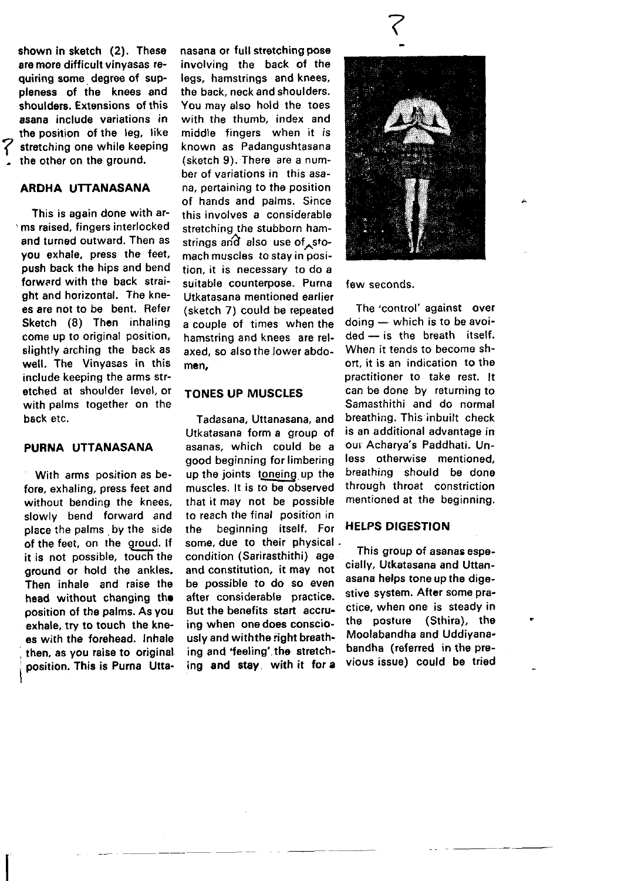shown in sketch (2). These are more difficult vinyasas requiring some degree of suppleness of the knees and shoulders. Extensions of this asana include variations in the position of the leg, like stretching one while keeping the other on the ground.

## ARDHA UTTANASANA

This is again done with arms raised, fingers interlocked and turned outward. Then as you exhale, press the feet, push back the hips and bend forward with the back straight and horizontal. The knees are not to be bent. Refer Sketch (8) Then inhaling come up to original position, slightly arching the back as well. The Vinyasas in this include keeping the arms stretched at shoulder level, or with palms together on the back etc.

## PURNA UTTANASANA

With arms position as before, exhaling, press feet and without bending the knees, slowly bend forward and place the palms by the side of the feet, on the groud. If it is not possible, touch the ground or hold the ankles. Then inhale and raise the head without changing the position of the palms. As you exhale, try to touch the knees with the forehead. Inhale then, as you raise to original position. This is Purna Uttanasana or full stretching pose involving the back of the legs, hamstrings and knees, the back, neck and shoulders. You may also hold the toes with the thumb, index and middle fingers when it is known as Padangushtasana (sketch 9). There are a number of variations in this asana, pertaining to the position of hands and palms. Since this involves a considerable stretching the stubborn hamstrings and also use of stomach muscles to stay in position, it is necessary to do a suitable counterpose. Purna Utkatasana mentioned earlier (sketch 7) could be repeated a couple of times when the hamstring and knees are relaxed, so also the lower abdomen.

## TONES UP MUSCLES

Tadasana, Uttanasana, and Utkatasana form a group of asanas, which could be a good beginning for limbering up the joints toneing up the muscles. It is to be observed that it may not be possible to reach the final position in the beginning itself. For some, due to their physical condition (Sarirasthithi) age and constitution, it may not be possible to do so even after considerable practice. But the benefits start accruing when one does consciously and withthe right breathing and 'feeling' the stretching and stay with it for a few seconds.

The 'control' against over doing — which is to be avoided — is the breath itself. When it tends to become short, it is an indication to the practitioner to take rest. It can be done by returning to Samasthithi and do normal breathing. This inbuilt check is an additional advantage in our Acharya's Paddhati. Unless otherwise mentioned, breathing should be done through throat constriction mentioned at the beginning.

## HELPS DIGESTION

This group of asanas especially, Utkatasana and Uttanasana helps tone up the digestive system. After some practice, when one is steady in the posture (Sthira), the Moolabandha and Uddiyanabandha (referred in the previous issue) could be tried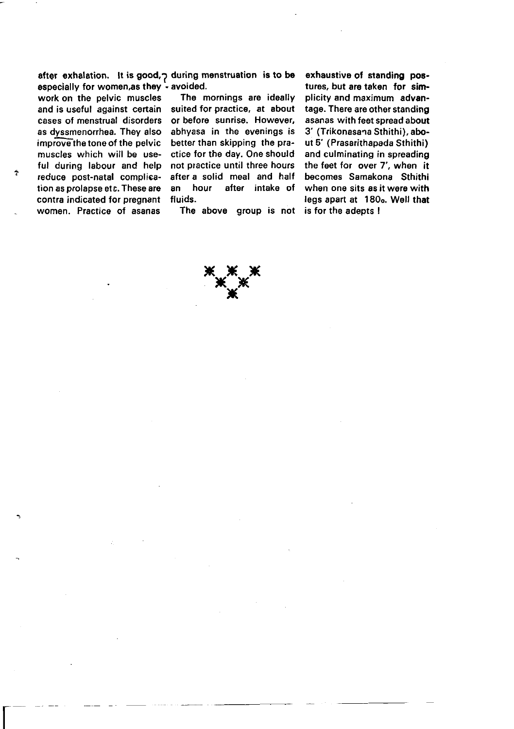after exhalation. It is good, especially for women, as they work on the pelvic muscles and is useful against certain cases of menstrual disorders as dyssmenorrhea. They also improve the tone of the pelvic muscles which will be useful during labour and help reduce post-natal complication as prolapse etc. These are contra indicated for pregnant women. Practice of asanas during menstruation is to be avoided.

The mornings are ideally suited for practice, at about or before sunrise. However, abhyasa in the evenings is better than skipping the practice for the day. One should not practice until three hours after a solid meal and half an hour after intake of fluids.

The above group is not exhaustive of standing postures, but are taken for simplicity and maximum advantage. There are other standing asanas with feet spread about 3' (Trikonasana Sthithi), about 5' (Prasarithapada Sthithi) and culminating in spreading the feet for over 7', when it becomes Samakona Sthithi when one sits as it were with legs apart at 180°. Well that is for the adepts !

\* \* \*
\* \*
\*